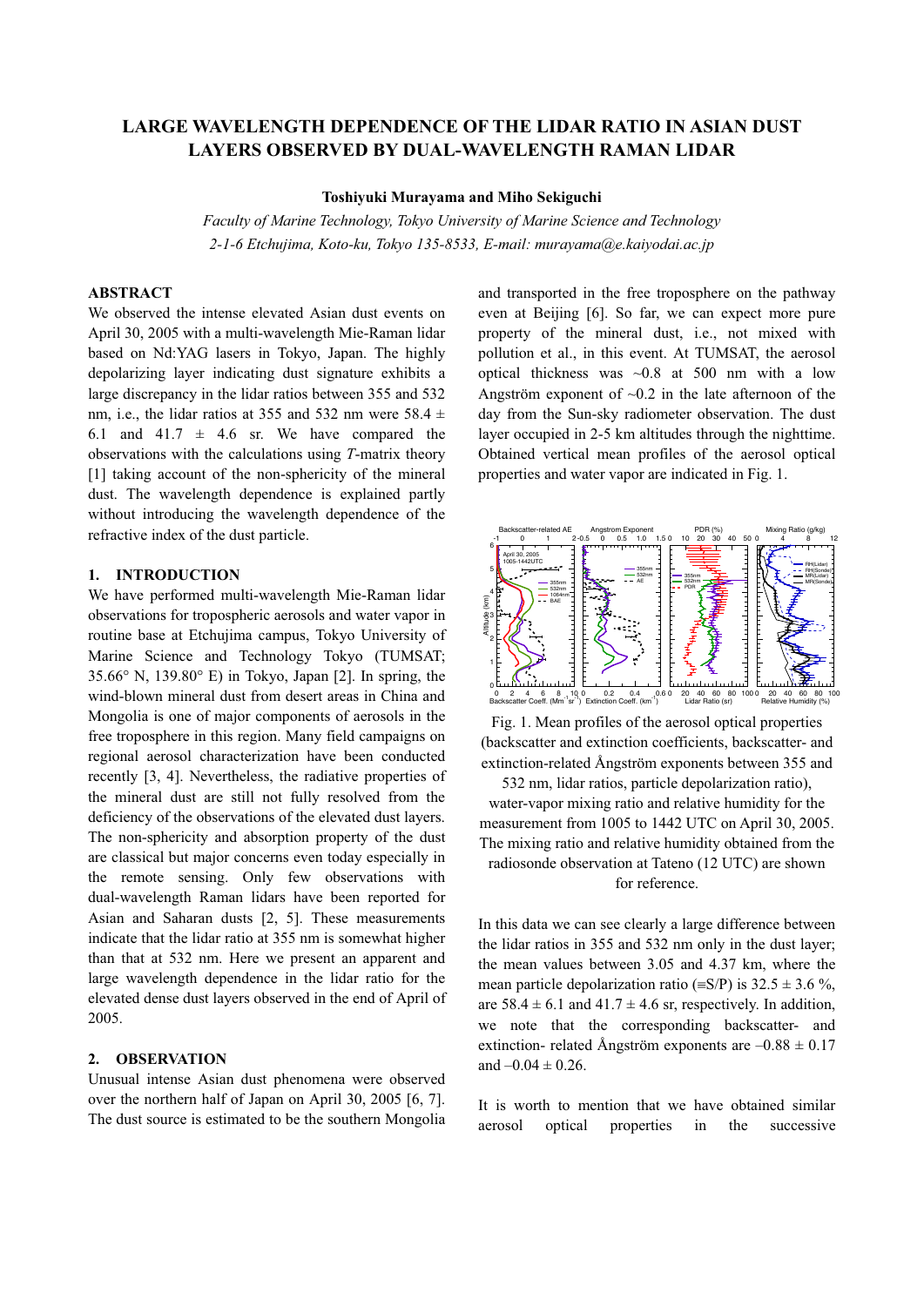# LARGE WAVELENGTH DEPENDENCE OF THE LIDAR RATIO IN ASIAN DUST LAYERS OBSERVED BY DUAL-WAVELENGTH RAMAN LIDAR

**Toshiyuki Murayama and Miho Sekiguchi**

*Faculty of Marine Technology, Tokyo University of Marine Science and Technology*
*2-1-6 Etchujima, Koto-ku, Tokyo 135-8533, E-mail: murayama@e.kaiyodai.ac.jp*

## ABSTRACT

We observed the intense elevated Asian dust events on April 30, 2005 with a multi-wavelength Mie-Raman lidar based on Nd:YAG lasers in Tokyo, Japan. The highly depolarizing layer indicating dust signature exhibits a large discrepancy in the lidar ratios between 355 and 532 nm, i.e., the lidar ratios at 355 and 532 nm were 58.4 ± 6.1 and 41.7 ± 4.6 sr. We have compared the observations with the calculations using *T*-matrix theory [1] taking account of the non-sphericity of the mineral dust. The wavelength dependence is explained partly without introducing the wavelength dependence of the refractive index of the dust particle.

## 1. INTRODUCTION

We have performed multi-wavelength Mie-Raman lidar observations for tropospheric aerosols and water vapor in routine base at Etchujima campus, Tokyo University of Marine Science and Technology Tokyo (TUMSAT; 35.66° N, 139.80° E) in Tokyo, Japan [2]. In spring, the wind-blown mineral dust from desert areas in China and Mongolia is one of major components of aerosols in the free troposphere in this region. Many field campaigns on regional aerosol characterization have been conducted recently [3, 4]. Nevertheless, the radiative properties of the mineral dust are still not fully resolved from the deficiency of the observations of the elevated dust layers. The non-sphericity and absorption property of the dust are classical but major concerns even today especially in the remote sensing. Only few observations with dual-wavelength Raman lidars have been reported for Asian and Saharan dusts [2, 5]. These measurements indicate that the lidar ratio at 355 nm is somewhat higher than that at 532 nm. Here we present an apparent and large wavelength dependence in the lidar ratio for the elevated dense dust layers observed in the end of April of 2005.

## 2. OBSERVATION

Unusual intense Asian dust phenomena were observed over the northern half of Japan on April 30, 2005 [6, 7]. The dust source is estimated to be the southern Mongolia and transported in the free troposphere on the pathway even at Beijing [6]. So far, we can expect more pure property of the mineral dust, i.e., not mixed with pollution et al., in this event. At TUMSAT, the aerosol optical thickness was ~0.8 at 500 nm with a low Angström exponent of ~0.2 in the late afternoon of the day from the Sun-sky radiometer observation. The dust layer occupied in 2-5 km altitudes through the nighttime. Obtained vertical mean profiles of the aerosol optical properties and water vapor are indicated in Fig. 1.

Fig. 1. Mean profiles of the aerosol optical properties (backscatter and extinction coefficients, backscatter- and extinction-related Ångström exponents between 355 and 532 nm, lidar ratios, particle depolarization ratio), water-vapor mixing ratio and relative humidity for the measurement from 1005 to 1442 UTC on April 30, 2005. The mixing ratio and relative humidity obtained from the radiosonde observation at Tateno (12 UTC) are shown for reference.

In this data we can see clearly a large difference between the lidar ratios in 355 and 532 nm only in the dust layer; the mean values between 3.05 and 4.37 km, where the mean particle depolarization ratio (≡S/P) is 32.5 ± 3.6 %, are 58.4 ± 6.1 and 41.7 ± 4.6 sr, respectively. In addition, we note that the corresponding backscatter- and extinction- related Ångström exponents are –0.88 ± 0.17 and –0.04 ± 0.26.

It is worth to mention that we have obtained similar aerosol optical properties in the successive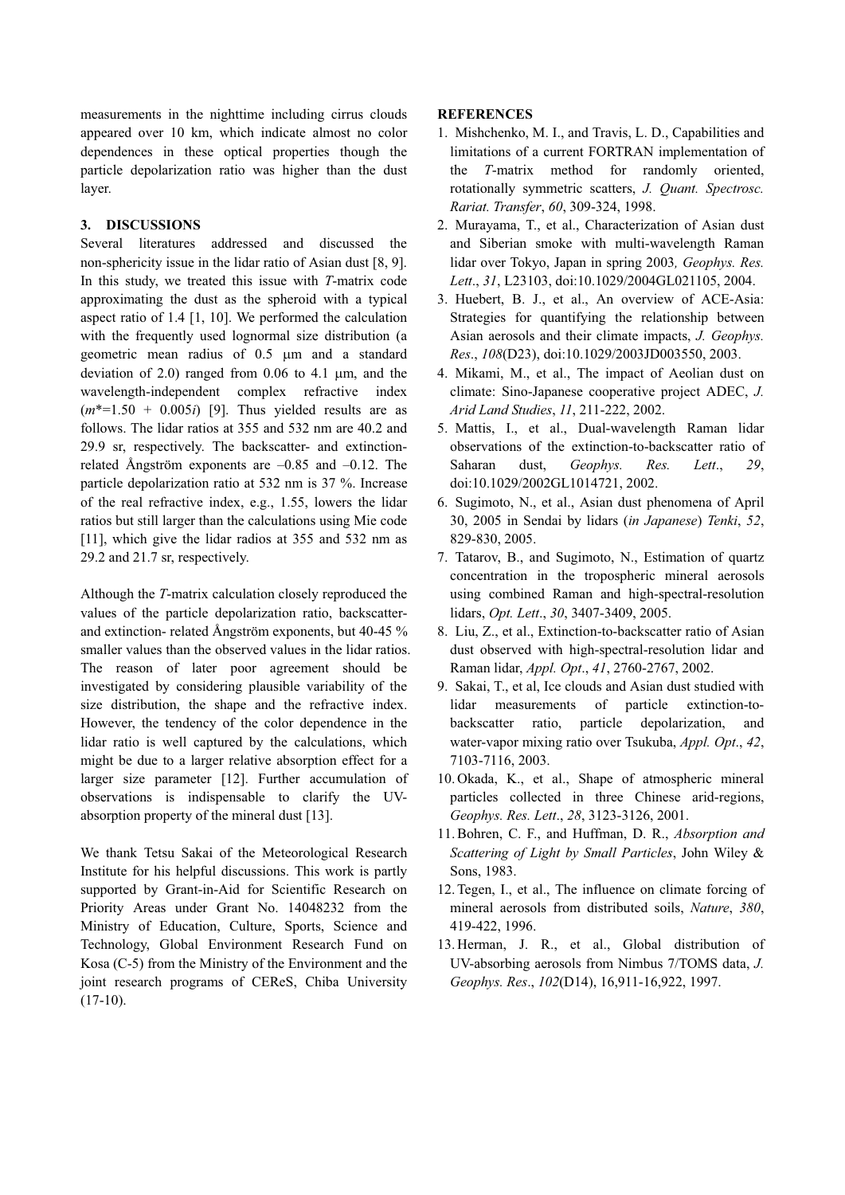measurements in the nighttime including cirrus clouds appeared over 10 km, which indicate almost no color dependences in these optical properties though the particle depolarization ratio was higher than the dust layer.

## 3. DISCUSSIONS

Several literatures addressed and discussed the non-sphericity issue in the lidar ratio of Asian dust [8, 9]. In this study, we treated this issue with *T*-matrix code approximating the dust as the spheroid with a typical aspect ratio of 1.4 [1, 10]. We performed the calculation with the frequently used lognormal size distribution (a geometric mean radius of 0.5 μm and a standard deviation of 2.0) ranged from 0.06 to 4.1 μm, and the wavelength-independent complex refractive index ($m^*$=1.50 + 0.005$i$) [9]. Thus yielded results are as follows. The lidar ratios at 355 and 532 nm are 40.2 and 29.9 sr, respectively. The backscatter- and extinction-related Ångström exponents are –0.85 and –0.12. The particle depolarization ratio at 532 nm is 37 %. Increase of the real refractive index, e.g., 1.55, lowers the lidar ratios but still larger than the calculations using Mie code [11], which give the lidar radios at 355 and 532 nm as 29.2 and 21.7 sr, respectively.

Although the *T*-matrix calculation closely reproduced the values of the particle depolarization ratio, backscatter- and extinction- related Ångström exponents, but 40-45 % smaller values than the observed values in the lidar ratios. The reason of later poor agreement should be investigated by considering plausible variability of the size distribution, the shape and the refractive index. However, the tendency of the color dependence in the lidar ratio is well captured by the calculations, which might be due to a larger relative absorption effect for a larger size parameter [12]. Further accumulation of observations is indispensable to clarify the UV-absorption property of the mineral dust [13].

We thank Tetsu Sakai of the Meteorological Research Institute for his helpful discussions. This work is partly supported by Grant-in-Aid for Scientific Research on Priority Areas under Grant No. 14048232 from the Ministry of Education, Culture, Sports, Science and Technology, Global Environment Research Fund on Kosa (C-5) from the Ministry of the Environment and the joint research programs of CEReS, Chiba University (17-10).

## REFERENCES

1. Mishchenko, M. I., and Travis, L. D., Capabilities and limitations of a current FORTRAN implementation of the *T*-matrix method for randomly oriented, rotationally symmetric scatters, *J. Quant. Spectrosc. Rariat. Transfer*, *60*, 309-324, 1998.
2. Murayama, T., et al., Characterization of Asian dust and Siberian smoke with multi-wavelength Raman lidar over Tokyo, Japan in spring 2003*, Geophys. Res. Lett*., *31*, L23103, doi:10.1029/2004GL021105, 2004.
3. Huebert, B. J., et al., An overview of ACE-Asia: Strategies for quantifying the relationship between Asian aerosols and their climate impacts, *J. Geophys. Res*., *108*(D23), doi:10.1029/2003JD003550, 2003.
4. Mikami, M., et al., The impact of Aeolian dust on climate: Sino-Japanese cooperative project ADEC, *J. Arid Land Studies*, *11*, 211-222, 2002.
5. Mattis, I., et al., Dual-wavelength Raman lidar observations of the extinction-to-backscatter ratio of Saharan dust, *Geophys. Res. Lett*., *29*, doi:10.1029/2002GL1014721, 2002.
6. Sugimoto, N., et al., Asian dust phenomena of April 30, 2005 in Sendai by lidars (*in Japanese*) *Tenki*, *52*, 829-830, 2005.
7. Tatarov, B., and Sugimoto, N., Estimation of quartz concentration in the tropospheric mineral aerosols using combined Raman and high-spectral-resolution lidars, *Opt. Lett*., *30*, 3407-3409, 2005.
8. Liu, Z., et al., Extinction-to-backscatter ratio of Asian dust observed with high-spectral-resolution lidar and Raman lidar, *Appl. Opt*., *41*, 2760-2767, 2002.
9. Sakai, T., et al, Ice clouds and Asian dust studied with lidar measurements of particle extinction-to-backscatter ratio, particle depolarization, and water-vapor mixing ratio over Tsukuba, *Appl. Opt*., *42*, 7103-7116, 2003.
10. Okada, K., et al., Shape of atmospheric mineral particles collected in three Chinese arid-regions, *Geophys. Res. Lett*., *28*, 3123-3126, 2001.
11. Bohren, C. F., and Huffman, D. R., *Absorption and Scattering of Light by Small Particles*, John Wiley & Sons, 1983.
12. Tegen, I., et al., The influence on climate forcing of mineral aerosols from distributed soils, *Nature*, *380*, 419-422, 1996.
13. Herman, J. R., et al., Global distribution of UV-absorbing aerosols from Nimbus 7/TOMS data, *J. Geophys. Res*., *102*(D14), 16,911-16,922, 1997.